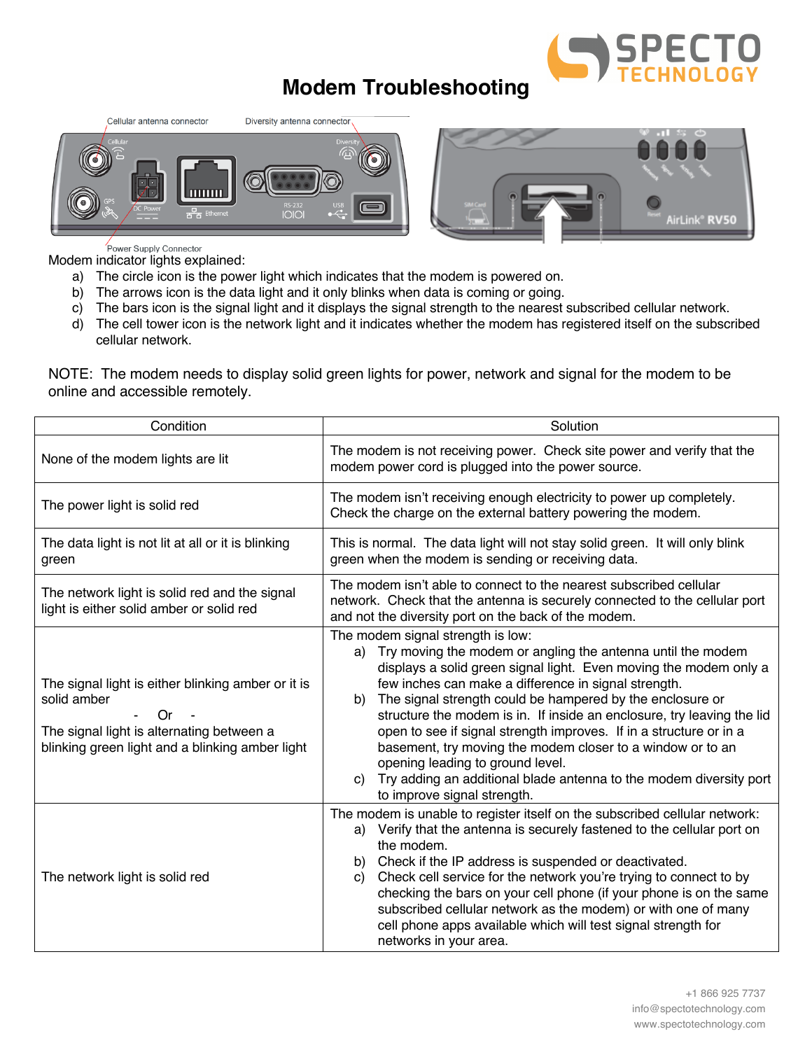# Modem Troubleshooting

Cellular antenna connector

Diversity antenna connector

Power Supply Connector

Modem indicator lights explained:

a) The circle icon is the power light which indicates that the modem is powered on.
b) The arrows icon is the data light and it only blinks when data is coming or going.
c) The bars icon is the signal light and it displays the signal strength to the nearest subscribed cellular network.
d) The cell tower icon is the network light and it indicates whether the modem has registered itself on the subscribed cellular network.

NOTE: The modem needs to display solid green lights for power, network and signal for the modem to be online and accessible remotely.

| Condition | Solution |
| --- | --- |
| None of the modem lights are lit | The modem is not receiving power. Check site power and verify that the modem power cord is plugged into the power source. |
| The power light is solid red | The modem isn't receiving enough electricity to power up completely. Check the charge on the external battery powering the modem. |
| The data light is not lit at all or it is blinking green | This is normal. The data light will not stay solid green. It will only blink green when the modem is sending or receiving data. |
| The network light is solid red and the signal light is either solid amber or solid red | The modem isn't able to connect to the nearest subscribed cellular network. Check that the antenna is securely connected to the cellular port and not the diversity port on the back of the modem. |
| The signal light is either blinking amber or it is solid amber<br>- Or -<br>The signal light is alternating between a blinking green light and a blinking amber light | The modem signal strength is low:<br>a) Try moving the modem or angling the antenna until the modem displays a solid green signal light. Even moving the modem only a few inches can make a difference in signal strength.<br>b) The signal strength could be hampered by the enclosure or structure the modem is in. If inside an enclosure, try leaving the lid open to see if signal strength improves. If in a structure or in a basement, try moving the modem closer to a window or to an opening leading to ground level.<br>c) Try adding an additional blade antenna to the modem diversity port to improve signal strength. |
| The network light is solid red | The modem is unable to register itself on the subscribed cellular network:<br>a) Verify that the antenna is securely fastened to the cellular port on the modem.<br>b) Check if the IP address is suspended or deactivated.<br>c) Check cell service for the network you're trying to connect to by checking the bars on your cell phone (if your phone is on the same subscribed cellular network as the modem) or with one of many cell phone apps available which will test signal strength for networks in your area. |

+1 866 925 7737
info@spectotechnology.com
www.spectotechnology.com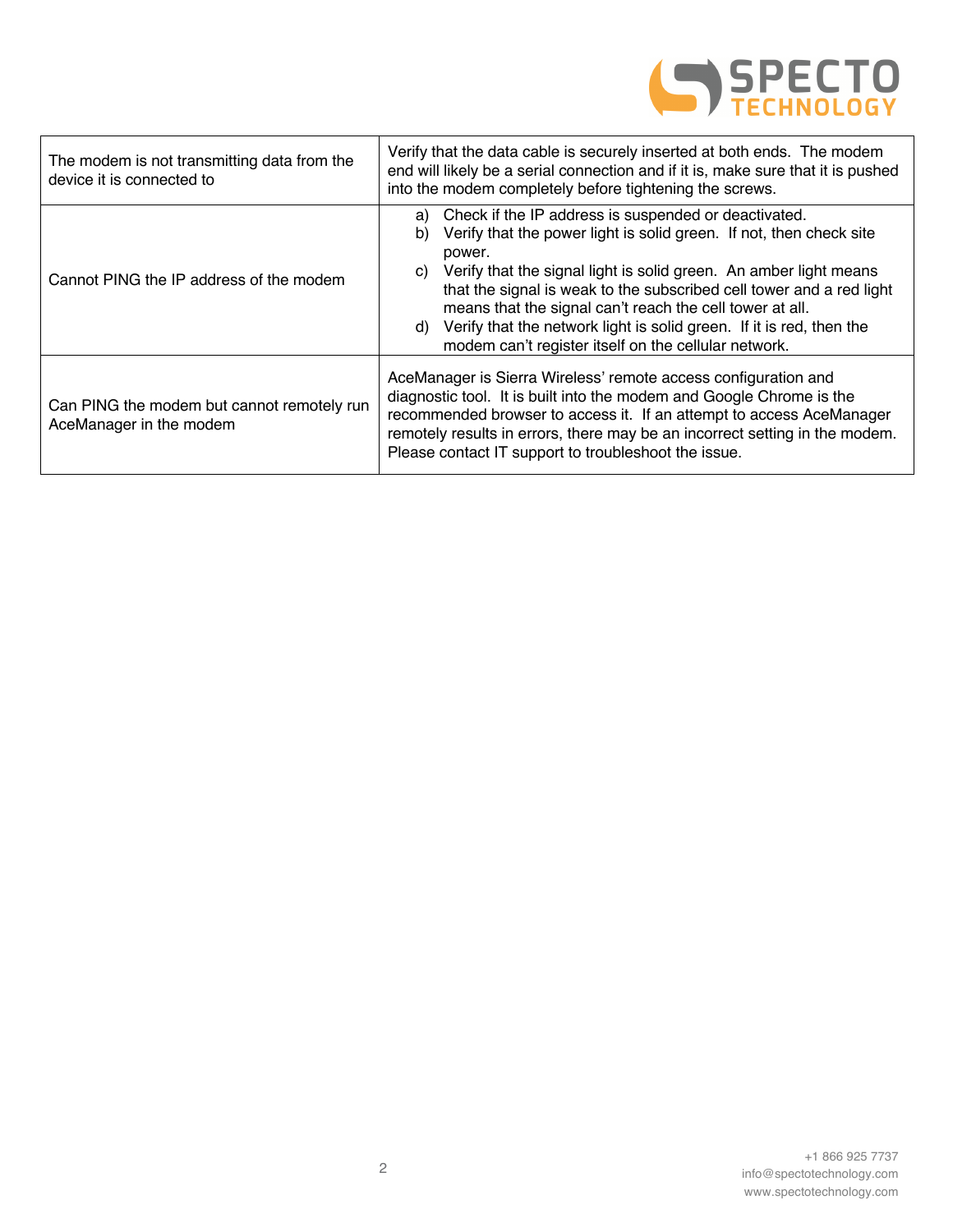| | |
|---|---|
| The modem is not transmitting data from the device it is connected to | Verify that the data cable is securely inserted at both ends. The modem end will likely be a serial connection and if it is, make sure that it is pushed into the modem completely before tightening the screws. |
| Cannot PING the IP address of the modem | a) Check if the IP address is suspended or deactivated.<br>b) Verify that the power light is solid green. If not, then check site power.<br>c) Verify that the signal light is solid green. An amber light means that the signal is weak to the subscribed cell tower and a red light means that the signal can't reach the cell tower at all.<br>d) Verify that the network light is solid green. If it is red, then the modem can't register itself on the cellular network. |
| Can PING the modem but cannot remotely run AceManager in the modem | AceManager is Sierra Wireless' remote access configuration and diagnostic tool. It is built into the modem and Google Chrome is the recommended browser to access it. If an attempt to access AceManager remotely results in errors, there may be an incorrect setting in the modem. Please contact IT support to troubleshoot the issue. |

+1 866 925 7737
info@spectotechnology.com
www.spectotechnology.com